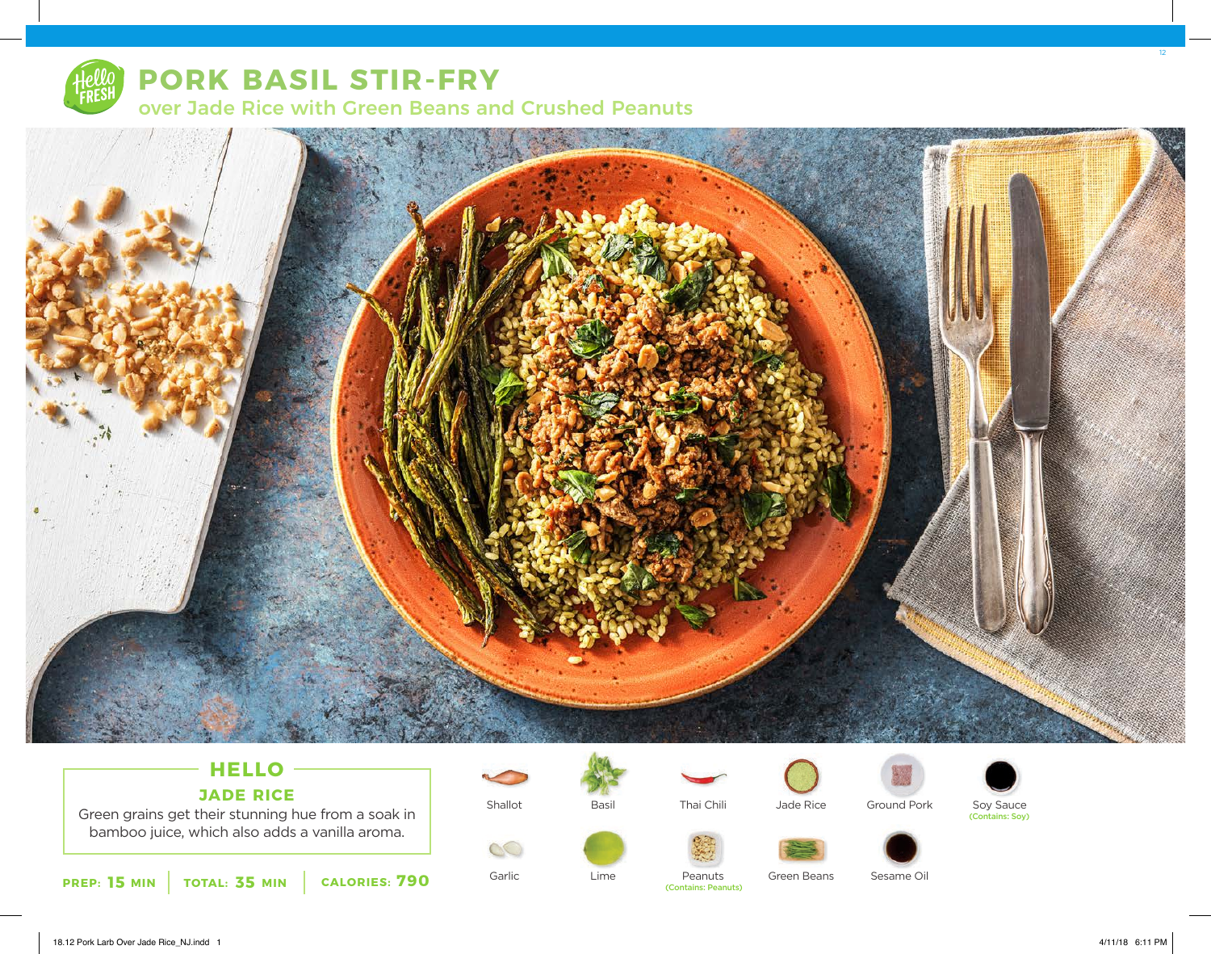# PORK BASIL STIR-FRY

## over Jade Rice with Green Beans and Crushed Peanuts

### HELLO

### JADE RICE

Green grains get their stunning hue from a soak in bamboo juice, which also adds a vanilla aroma.

**PREP: 15 MIN** | **TOTAL: 35 MIN** | **CALORIES: 790**

Shallot

Basil

Thai Chili

Jade Rice

Ground Pork

Soy Sauce (Contains: Soy)

Garlic

Lime

Peanuts (Contains: Peanuts)

Green Beans

Sesame Oil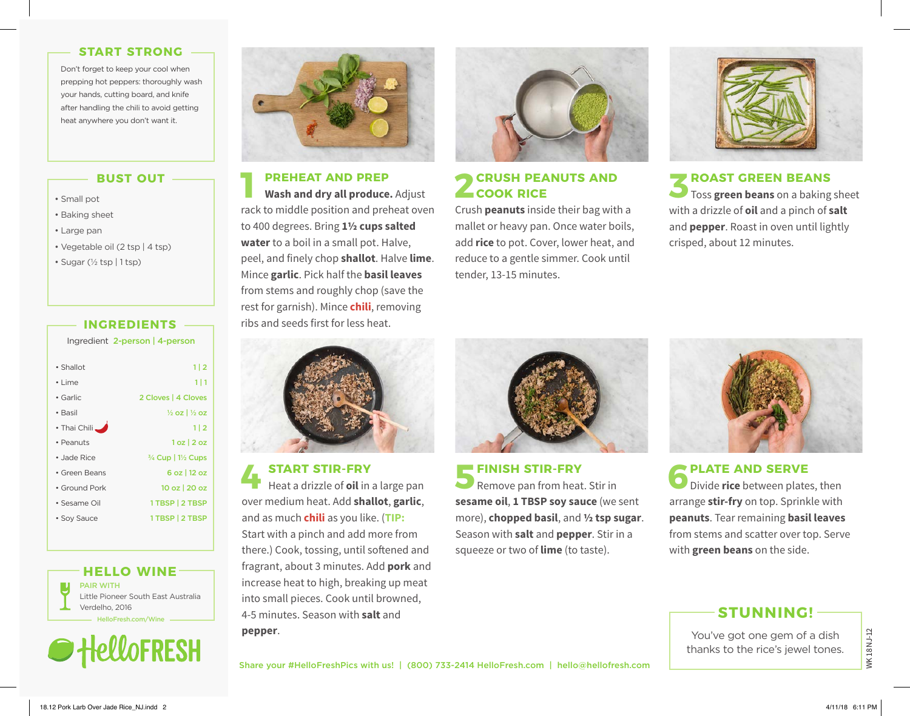## START STRONG

Don't forget to keep your cool when prepping hot peppers: thoroughly wash your hands, cutting board, and knife after handling the chili to avoid getting heat anywhere you don't want it.

## BUST OUT

- Small pot
- Baking sheet
- Large pan
- Vegetable oil (2 tsp | 4 tsp)
- Sugar (½ tsp | 1 tsp)

## INGREDIENTS

| Ingredient | 2-person \| 4-person |
|---|---|
| • Shallot | 1 \| 2 |
| • Lime | 1 \| 1 |
| • Garlic | 2 Cloves \| 4 Cloves |
| • Basil | ½ oz \| ½ oz |
| • Thai Chili | 1 \| 2 |
| • Peanuts | 1 oz \| 2 oz |
| • Jade Rice | ¾ Cup \| 1½ Cups |
| • Green Beans | 6 oz \| 12 oz |
| • Ground Pork | 10 oz \| 20 oz |
| • Sesame Oil | 1 TBSP \| 2 TBSP |
| • Soy Sauce | 1 TBSP \| 2 TBSP |

## HELLO WINE

PAIR WITH
Little Pioneer South East Australia Verdelho, 2016

HelloFresh.com/Wine

HelloFRESH

## 1 PREHEAT AND PREP

**Wash and dry all produce.** Adjust rack to middle position and preheat oven to 400 degrees. Bring **1½ cups salted water** to a boil in a small pot. Halve, peel, and finely chop **shallot**. Halve **lime**. Mince **garlic**. Pick half the **basil leaves** from stems and roughly chop (save the rest for garnish). Mince **chili**, removing ribs and seeds first for less heat.

## 2 CRUSH PEANUTS AND COOK RICE

Crush **peanuts** inside their bag with a mallet or heavy pan. Once water boils, add **rice** to pot. Cover, lower heat, and reduce to a gentle simmer. Cook until tender, 13-15 minutes.

## 3 ROAST GREEN BEANS

Toss **green beans** on a baking sheet with a drizzle of **oil** and a pinch of **salt** and **pepper**. Roast in oven until lightly crisped, about 12 minutes.

## 4 START STIR-FRY

Heat a drizzle of **oil** in a large pan over medium heat. Add **shallot**, **garlic**, and as much **chili** as you like. (**TIP:** Start with a pinch and add more from there.) Cook, tossing, until softened and fragrant, about 3 minutes. Add **pork** and increase heat to high, breaking up meat into small pieces. Cook until browned, 4-5 minutes. Season with **salt** and **pepper**.

## 5 FINISH STIR-FRY

Remove pan from heat. Stir in **sesame oil**, **1 TBSP soy sauce** (we sent more), **chopped basil**, and **½ tsp sugar**. Season with **salt** and **pepper**. Stir in a squeeze or two of **lime** (to taste).

## 6 PLATE AND SERVE

Divide **rice** between plates, then arrange **stir-fry** on top. Sprinkle with **peanuts**. Tear remaining **basil leaves** from stems and scatter over top. Serve with **green beans** on the side.

## STUNNING!

You've got one gem of a dish thanks to the rice's jewel tones.

Share your #HelloFreshPics with us! | (800) 733-2414 HelloFresh.com | hello@hellofresh.com

WK 18 NJ-12